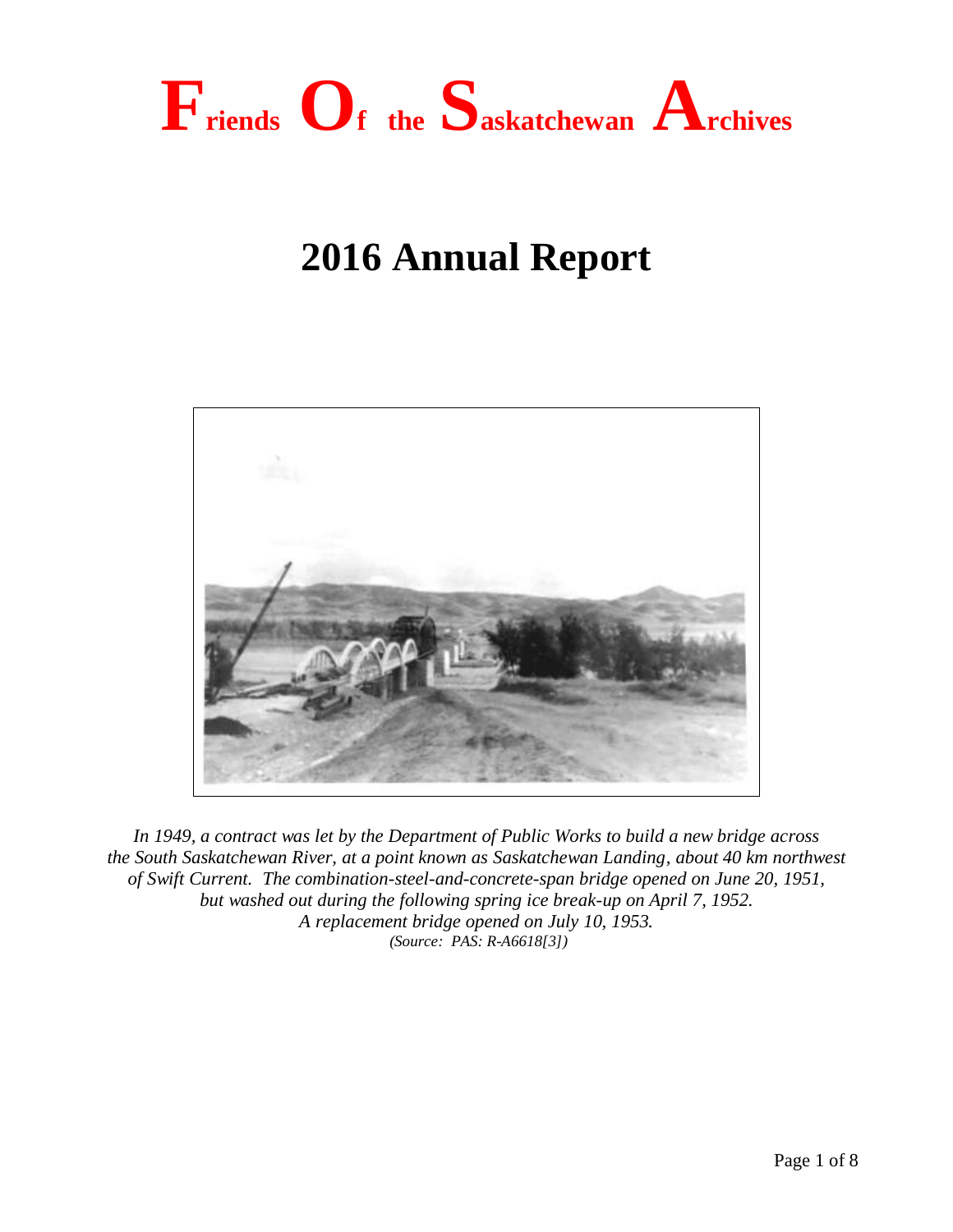# Friends Of the Saskatchewan Archives

# 2016 Annual Report

*In 1949, a contract was let by the Department of Public Works to build a new bridge across the South Saskatchewan River, at a point known as Saskatchewan Landing, about 40 km northwest of Swift Current. The combination-steel-and-concrete-span bridge opened on June 20, 1951, but washed out during the following spring ice break-up on April 7, 1952. A replacement bridge opened on July 10, 1953.*

*(Source: PAS: R-A6618[3])*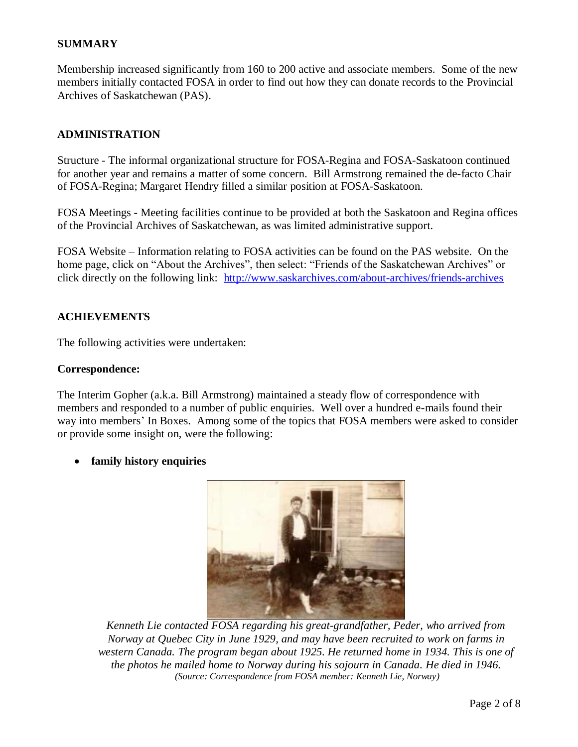## SUMMARY

Membership increased significantly from 160 to 200 active and associate members. Some of the new members initially contacted FOSA in order to find out how they can donate records to the Provincial Archives of Saskatchewan (PAS).

## ADMINISTRATION

Structure - The informal organizational structure for FOSA-Regina and FOSA-Saskatoon continued for another year and remains a matter of some concern. Bill Armstrong remained the de-facto Chair of FOSA-Regina; Margaret Hendry filled a similar position at FOSA-Saskatoon.

FOSA Meetings - Meeting facilities continue to be provided at both the Saskatoon and Regina offices of the Provincial Archives of Saskatchewan, as was limited administrative support.

FOSA Website – Information relating to FOSA activities can be found on the PAS website. On the home page, click on "About the Archives", then select: "Friends of the Saskatchewan Archives" or click directly on the following link: http://www.saskarchives.com/about-archives/friends-archives

## ACHIEVEMENTS

The following activities were undertaken:

**Correspondence:**

The Interim Gopher (a.k.a. Bill Armstrong) maintained a steady flow of correspondence with members and responded to a number of public enquiries. Well over a hundred e-mails found their way into members' In Boxes. Among some of the topics that FOSA members were asked to consider or provide some insight on, were the following:

- **family history enquiries**

*Kenneth Lie contacted FOSA regarding his great-grandfather, Peder, who arrived from Norway at Quebec City in June 1929, and may have been recruited to work on farms in western Canada. The program began about 1925. He returned home in 1934. This is one of the photos he mailed home to Norway during his sojourn in Canada. He died in 1946.*
*(Source: Correspondence from FOSA member: Kenneth Lie, Norway)*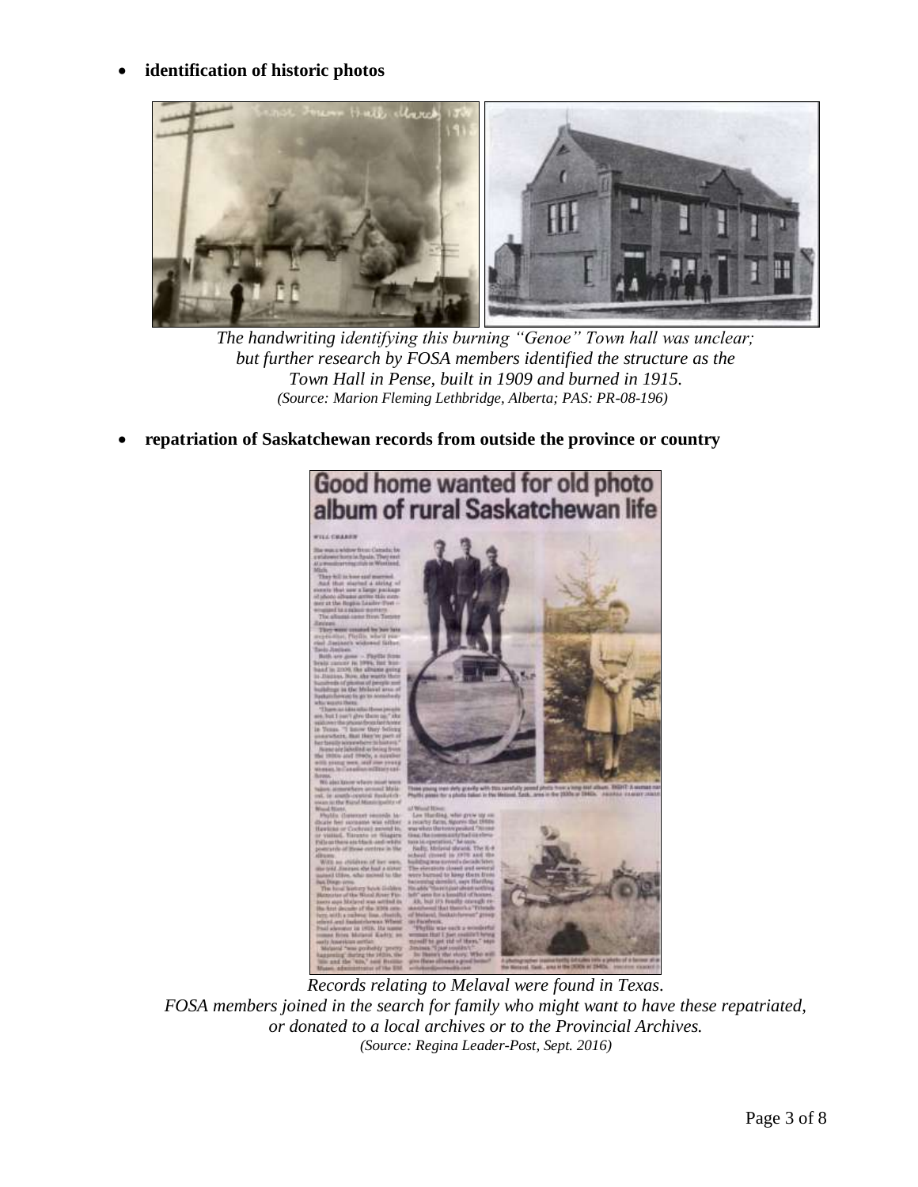- **identification of historic photos**

*The handwriting identifying this burning "Genoe" Town hall was unclear; but further research by FOSA members identified the structure as the Town Hall in Pense, built in 1909 and burned in 1915.*
*(Source: Marion Fleming Lethbridge, Alberta; PAS: PR-08-196)*

- **repatriation of Saskatchewan records from outside the province or country**

*Records relating to Melaval were found in Texas. FOSA members joined in the search for family who might want to have these repatriated, or donated to a local archives or to the Provincial Archives.*
*(Source: Regina Leader-Post, Sept. 2016)*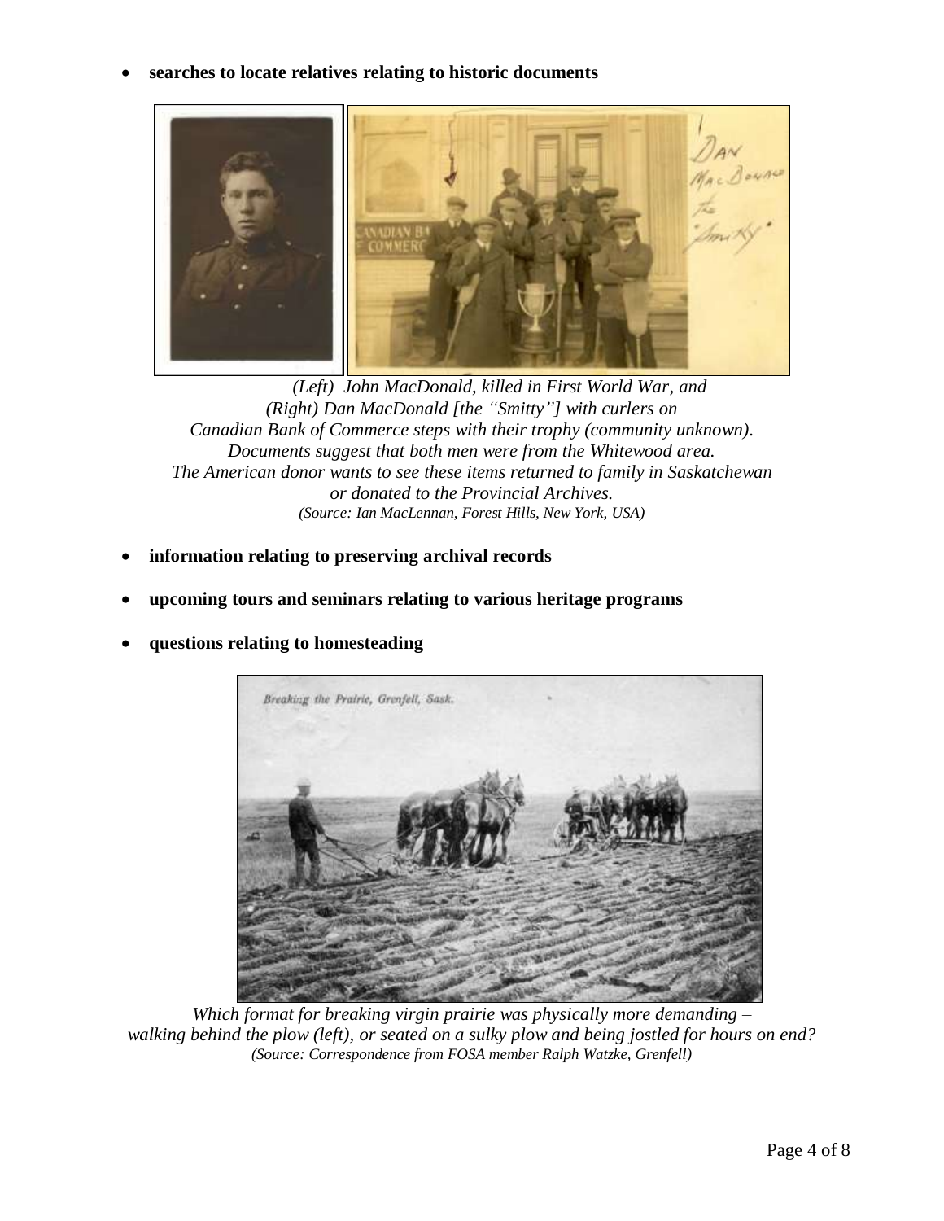- **searches to locate relatives relating to historic documents**

*(Left) John MacDonald, killed in First World War, and*
*(Right) Dan MacDonald [the "Smitty"] with curlers on*
*Canadian Bank of Commerce steps with their trophy (community unknown).*
*Documents suggest that both men were from the Whitewood area.*
*The American donor wants to see these items returned to family in Saskatchewan*
*or donated to the Provincial Archives.*
*(Source: Ian MacLennan, Forest Hills, New York, USA)*

- **information relating to preserving archival records**
- **upcoming tours and seminars relating to various heritage programs**
- **questions relating to homesteading**

*Which format for breaking virgin prairie was physically more demanding –*
*walking behind the plow (left), or seated on a sulky plow and being jostled for hours on end?*
*(Source: Correspondence from FOSA member Ralph Watzke, Grenfell)*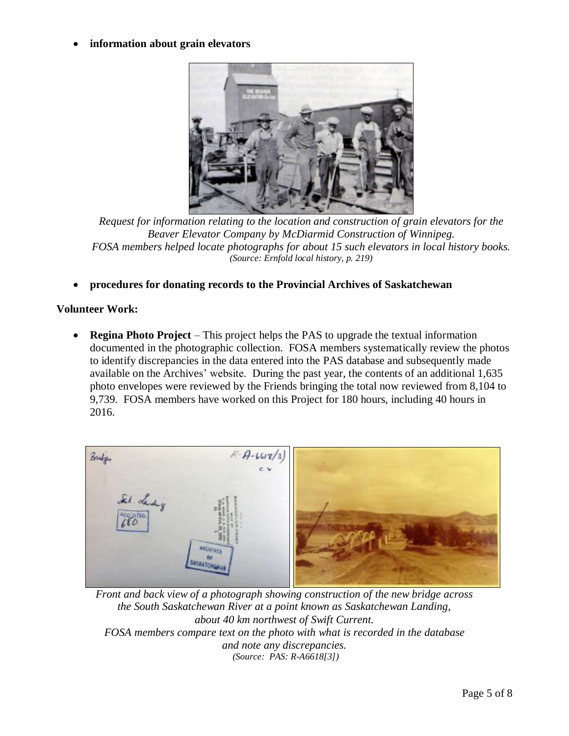- **information about grain elevators**

*Request for information relating to the location and construction of grain elevators for the Beaver Elevator Company by McDiarmid Construction of Winnipeg.*
*FOSA members helped locate photographs for about 15 such elevators in local history books.*
*(Source: Ernfold local history, p. 219)*

- **procedures for donating records to the Provincial Archives of Saskatchewan**

**Volunteer Work:**

- **Regina Photo Project** – This project helps the PAS to upgrade the textual information documented in the photographic collection. FOSA members systematically review the photos to identify discrepancies in the data entered into the PAS database and subsequently made available on the Archives' website. During the past year, the contents of an additional 1,635 photo envelopes were reviewed by the Friends bringing the total now reviewed from 8,104 to 9,739. FOSA members have worked on this Project for 180 hours, including 40 hours in 2016.

*Front and back view of a photograph showing construction of the new bridge across the South Saskatchewan River at a point known as Saskatchewan Landing, about 40 km northwest of Swift Current.*
*FOSA members compare text on the photo with what is recorded in the database and note any discrepancies.*
*(Source: PAS: R-A6618[3])*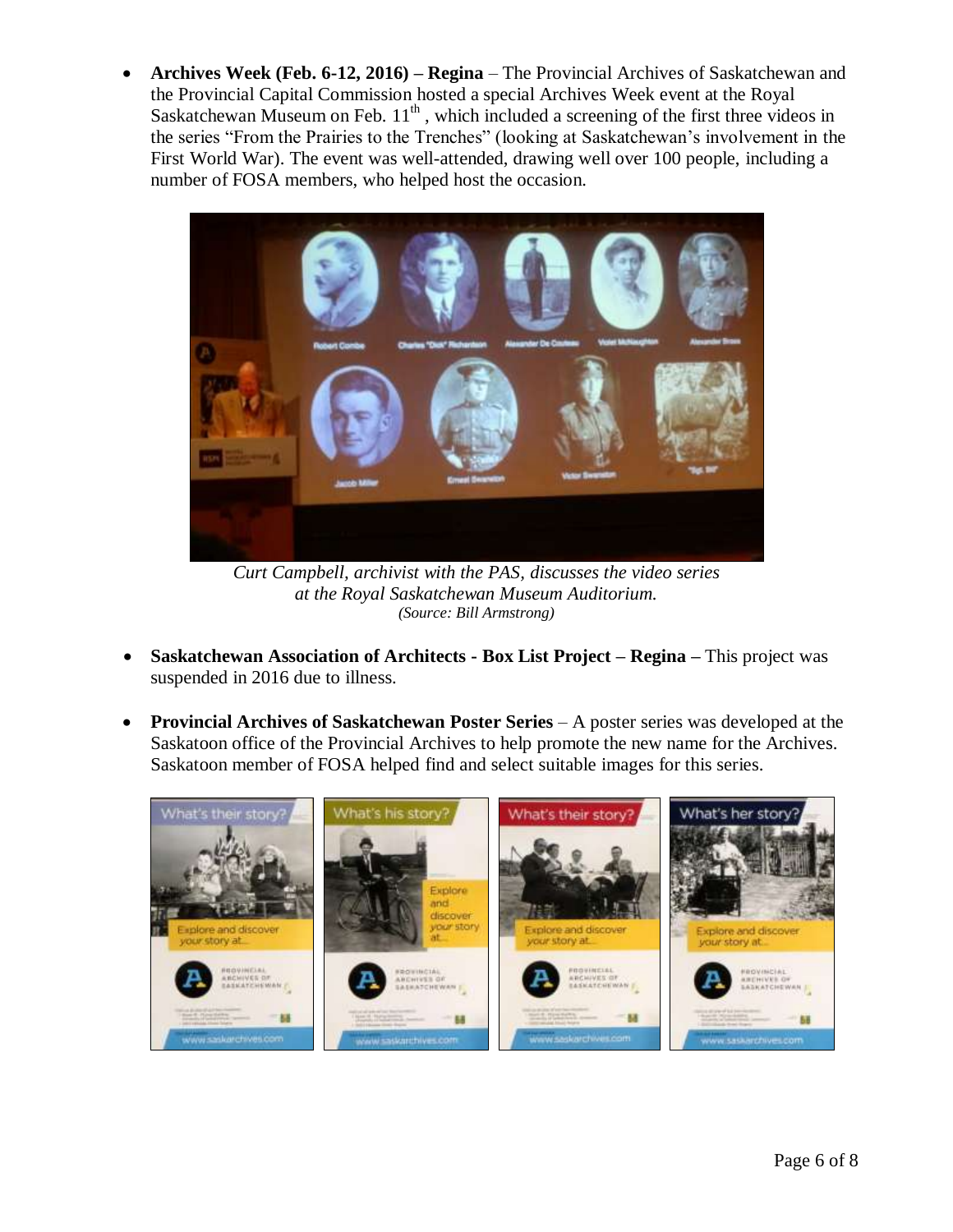- **Archives Week (Feb. 6-12, 2016) – Regina** – The Provincial Archives of Saskatchewan and the Provincial Capital Commission hosted a special Archives Week event at the Royal Saskatchewan Museum on Feb. 11th, which included a screening of the first three videos in the series "From the Prairies to the Trenches" (looking at Saskatchewan's involvement in the First World War). The event was well-attended, drawing well over 100 people, including a number of FOSA members, who helped host the occasion.

*Curt Campbell, archivist with the PAS, discusses the video series at the Royal Saskatchewan Museum Auditorium.*
*(Source: Bill Armstrong)*

- **Saskatchewan Association of Architects - Box List Project – Regina –** This project was suspended in 2016 due to illness.

- **Provincial Archives of Saskatchewan Poster Series** – A poster series was developed at the Saskatoon office of the Provincial Archives to help promote the new name for the Archives. Saskatoon member of FOSA helped find and select suitable images for this series.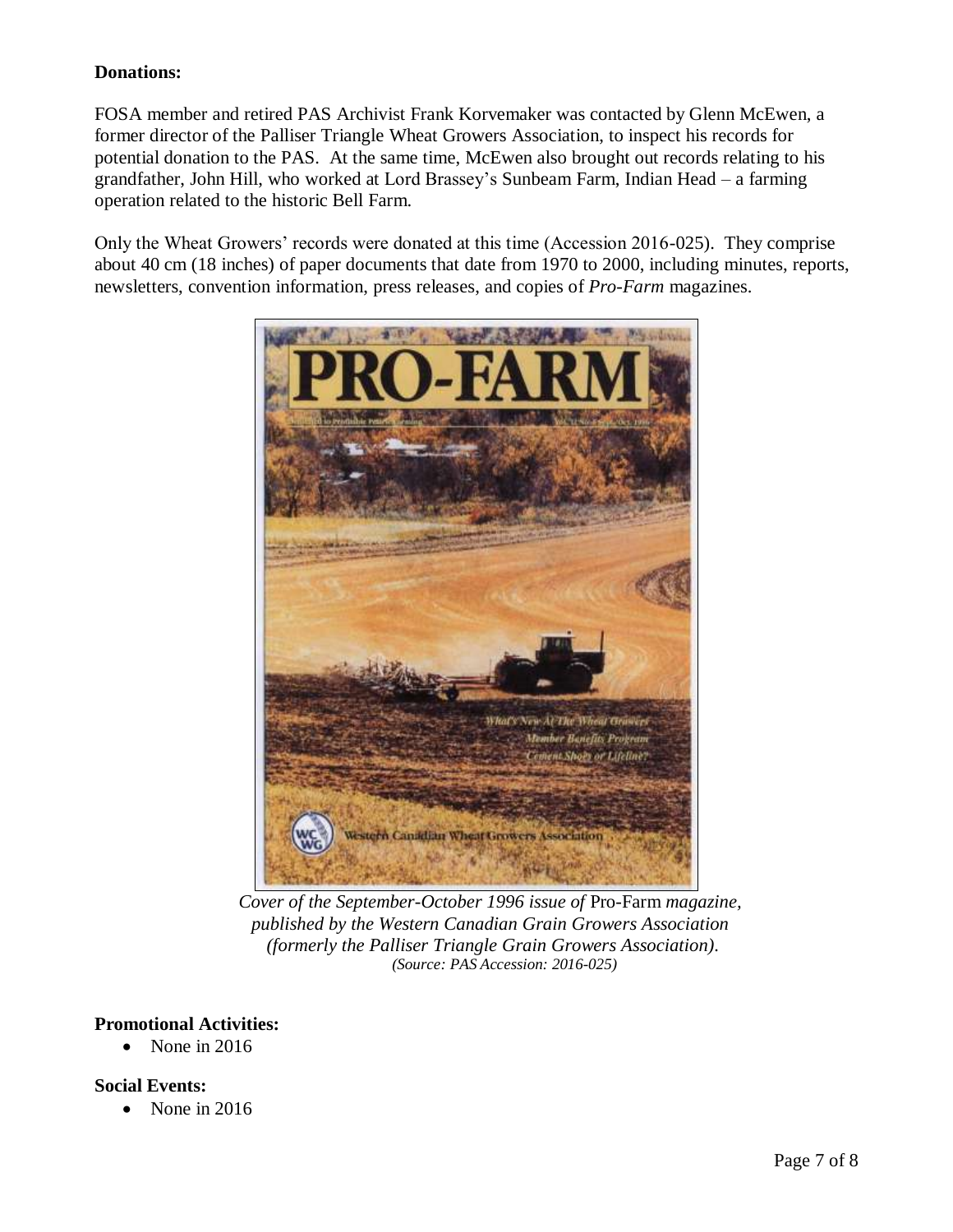**Donations:**

FOSA member and retired PAS Archivist Frank Korvemaker was contacted by Glenn McEwen, a former director of the Palliser Triangle Wheat Growers Association, to inspect his records for potential donation to the PAS. At the same time, McEwen also brought out records relating to his grandfather, John Hill, who worked at Lord Brassey's Sunbeam Farm, Indian Head – a farming operation related to the historic Bell Farm.

Only the Wheat Growers' records were donated at this time (Accession 2016-025). They comprise about 40 cm (18 inches) of paper documents that date from 1970 to 2000, including minutes, reports, newsletters, convention information, press releases, and copies of *Pro-Farm* magazines.

*Cover of the September-October 1996 issue of* Pro-Farm *magazine, published by the Western Canadian Grain Growers Association (formerly the Palliser Triangle Grain Growers Association).*
*(Source: PAS Accession: 2016-025)*

**Promotional Activities:**

- None in 2016

**Social Events:**

- None in 2016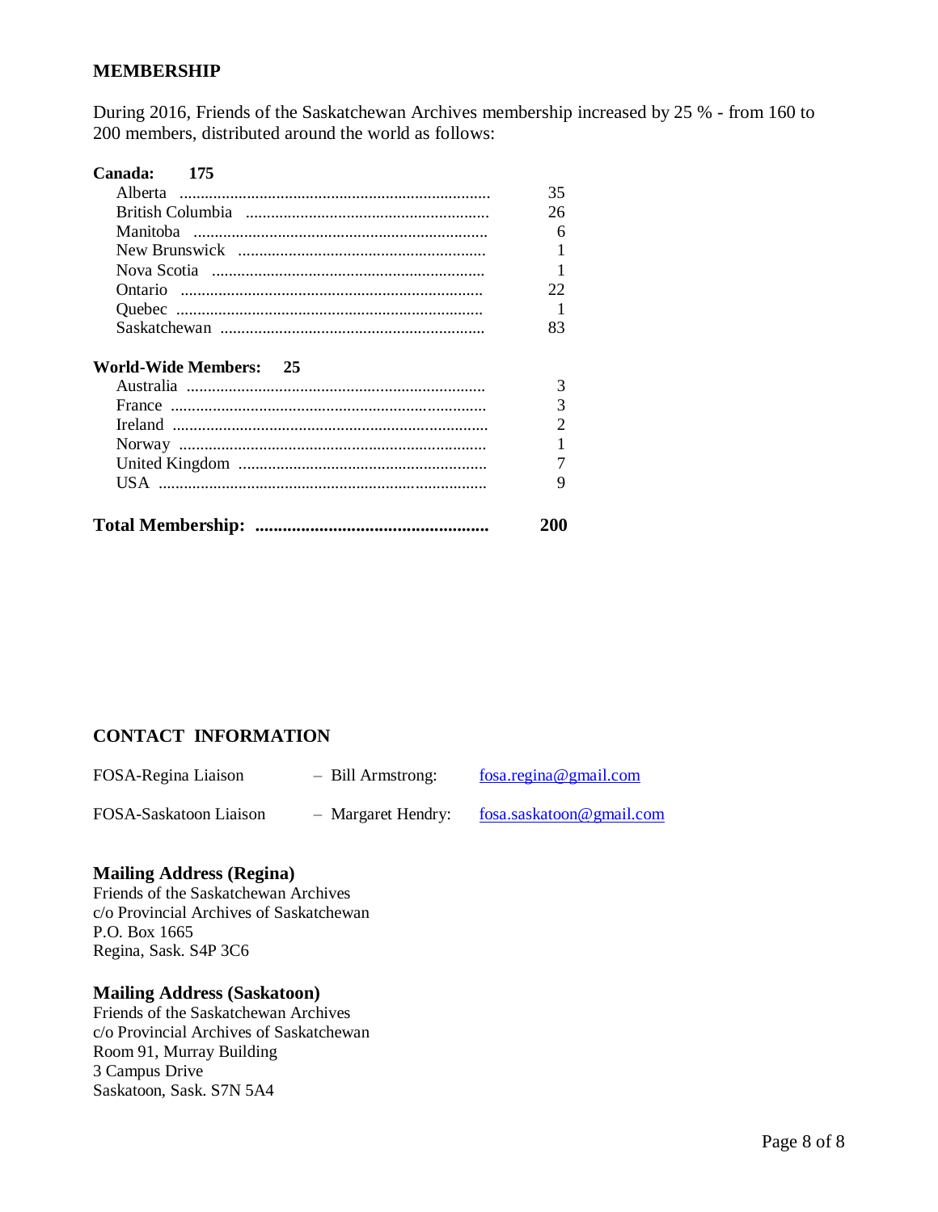## MEMBERSHIP

During 2016, Friends of the Saskatchewan Archives membership increased by 25 % - from 160 to 200 members, distributed around the world as follows:

**Canada: 175**

| | |
|---|---|
| Alberta | 35 |
| British Columbia | 26 |
| Manitoba | 6 |
| New Brunswick | 1 |
| Nova Scotia | 1 |
| Ontario | 22 |
| Quebec | 1 |
| Saskatchewan | 83 |

**World-Wide Members: 25**

| | |
|---|---|
| Australia | 3 |
| France | 3 |
| Ireland | 2 |
| Norway | 1 |
| United Kingdom | 7 |
| USA | 9 |

**Total Membership: 200**

## CONTACT INFORMATION

| | | |
|---|---|---|
| FOSA-Regina Liaison | – Bill Armstrong: | fosa.regina@gmail.com |
| FOSA-Saskatoon Liaison | – Margaret Hendry: | fosa.saskatoon@gmail.com |

### Mailing Address (Regina)

Friends of the Saskatchewan Archives
c/o Provincial Archives of Saskatchewan
P.O. Box 1665
Regina, Sask. S4P 3C6

### Mailing Address (Saskatoon)

Friends of the Saskatchewan Archives
c/o Provincial Archives of Saskatchewan
Room 91, Murray Building
3 Campus Drive
Saskatoon, Sask. S7N 5A4